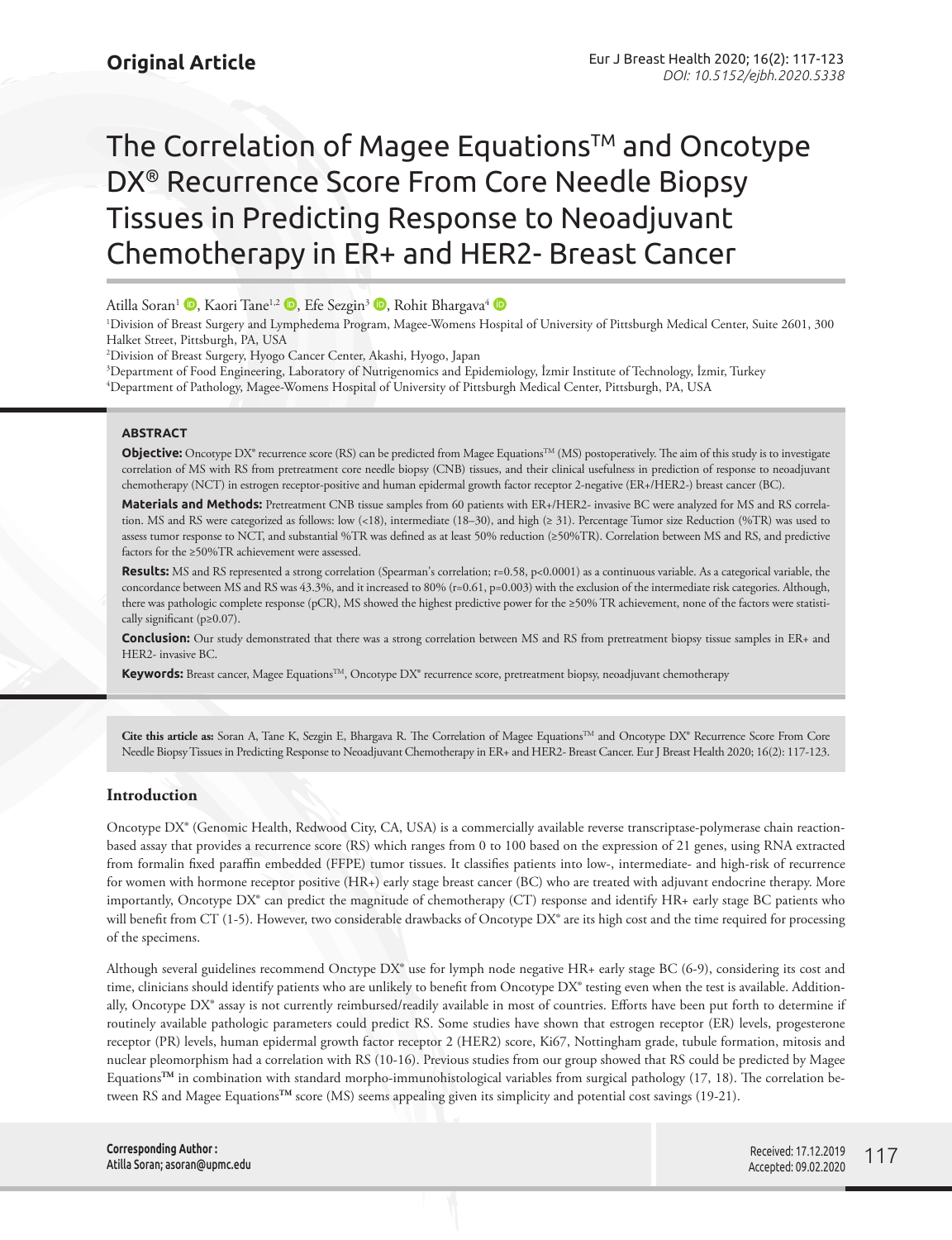**Original Article**

# The Correlation of Magee Equations™ and Oncotype DX® Recurrence Score From Core Needle Biopsy Tissues in Predicting Response to Neoadjuvant Chemotherapy in ER+ and HER2- Breast Cancer

Atilla Soran[1], Kaori Tane[1,2], Efe Sezgin[3], Rohit Bhargava[4]

[1]Division of Breast Surgery and Lymphedema Program, Magee-Womens Hospital of University of Pittsburgh Medical Center, Suite 2601, 300 Halket Street, Pittsburgh, PA, USA
[2]Division of Breast Surgery, Hyogo Cancer Center, Akashi, Hyogo, Japan
[3]Department of Food Engineering, Laboratory of Nutrigenomics and Epidemiology, İzmir Institute of Technology, İzmir, Turkey
[4]Department of Pathology, Magee-Womens Hospital of University of Pittsburgh Medical Center, Pittsburgh, PA, USA

## ABSTRACT

**Objective:** Oncotype DX® recurrence score (RS) can be predicted from Magee Equations™ (MS) postoperatively. The aim of this study is to investigate correlation of MS with RS from pretreatment core needle biopsy (CNB) tissues, and their clinical usefulness in prediction of response to neoadjuvant chemotherapy (NCT) in estrogen receptor-positive and human epidermal growth factor receptor 2-negative (ER+/HER2-) breast cancer (BC).

**Materials and Methods:** Pretreatment CNB tissue samples from 60 patients with ER+/HER2- invasive BC were analyzed for MS and RS correlation. MS and RS were categorized as follows: low (<18), intermediate (18–30), and high (≥ 31). Percentage Tumor size Reduction (%TR) was used to assess tumor response to NCT, and substantial %TR was defined as at least 50% reduction (≥50%TR). Correlation between MS and RS, and predictive factors for the ≥50%TR achievement were assessed.

**Results:** MS and RS represented a strong correlation (Spearman's correlation; r=0.58, p<0.0001) as a continuous variable. As a categorical variable, the concordance between MS and RS was 43.3%, and it increased to 80% (r=0.61, p=0.003) with the exclusion of the intermediate risk categories. Although, there was pathologic complete response (pCR), MS showed the highest predictive power for the ≥50% TR achievement, none of the factors were statistically significant (p≥0.07).

**Conclusion:** Our study demonstrated that there was a strong correlation between MS and RS from pretreatment biopsy tissue samples in ER+ and HER2- invasive BC.

**Keywords:** Breast cancer, Magee Equations™, Oncotype DX® recurrence score, pretreatment biopsy, neoadjuvant chemotherapy

**Cite this article as:** Soran A, Tane K, Sezgin E, Bhargava R. The Correlation of Magee Equations™ and Oncotype DX® Recurrence Score From Core Needle Biopsy Tissues in Predicting Response to Neoadjuvant Chemotherapy in ER+ and HER2- Breast Cancer. Eur J Breast Health 2020; 16(2): 117-123.

## Introduction

Oncotype DX® (Genomic Health, Redwood City, CA, USA) is a commercially available reverse transcriptase-polymerase chain reaction-based assay that provides a recurrence score (RS) which ranges from 0 to 100 based on the expression of 21 genes, using RNA extracted from formalin fixed paraffin embedded (FFPE) tumor tissues. It classifies patients into low-, intermediate- and high-risk of recurrence for women with hormone receptor positive (HR+) early stage breast cancer (BC) who are treated with adjuvant endocrine therapy. More importantly, Oncotype DX® can predict the magnitude of chemotherapy (CT) response and identify HR+ early stage BC patients who will benefit from CT (1-5). However, two considerable drawbacks of Oncotype DX® are its high cost and the time required for processing of the specimens.

Although several guidelines recommend Onctype DX® use for lymph node negative HR+ early stage BC (6-9), considering its cost and time, clinicians should identify patients who are unlikely to benefit from Oncotype DX® testing even when the test is available. Additionally, Oncotype DX® assay is not currently reimbursed/readily available in most of countries. Efforts have been put forth to determine if routinely available pathologic parameters could predict RS. Some studies have shown that estrogen receptor (ER) levels, progesterone receptor (PR) levels, human epidermal growth factor receptor 2 (HER2) score, Ki67, Nottingham grade, tubule formation, mitosis and nuclear pleomorphism had a correlation with RS (10-16). Previous studies from our group showed that RS could be predicted by Magee Equations™ in combination with standard morpho-immunohistological variables from surgical pathology (17, 18). The correlation between RS and Magee Equations™ score (MS) seems appealing given its simplicity and potential cost savings (19-21).

**Corresponding Author :**
Atilla Soran; asoran@upmc.edu

Received: 17.12.2019
Accepted: 09.02.2020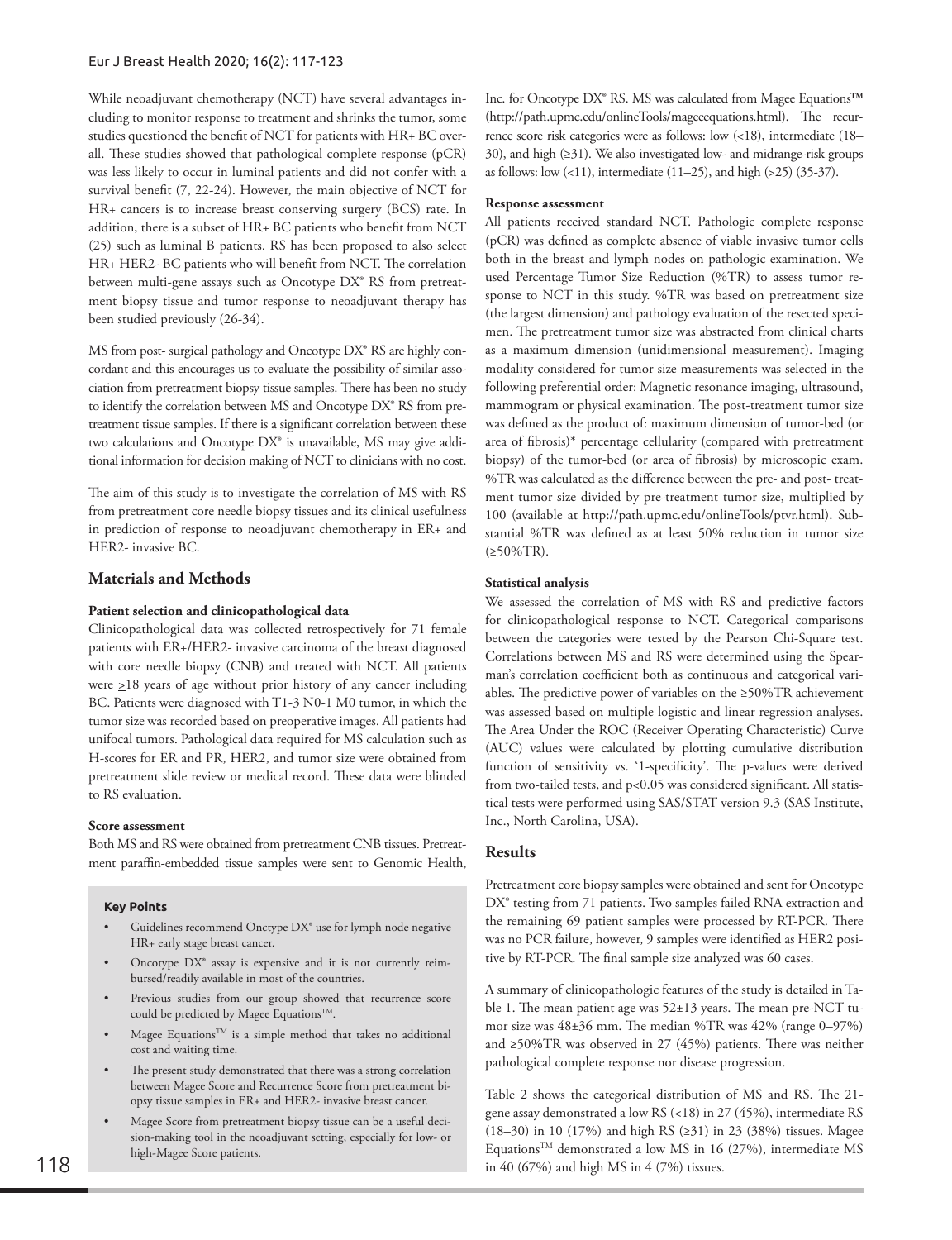While neoadjuvant chemotherapy (NCT) have several advantages including to monitor response to treatment and shrinks the tumor, some studies questioned the benefit of NCT for patients with HR+ BC overall. These studies showed that pathological complete response (pCR) was less likely to occur in luminal patients and did not confer with a survival benefit (7, 22-24). However, the main objective of NCT for HR+ cancers is to increase breast conserving surgery (BCS) rate. In addition, there is a subset of HR+ BC patients who benefit from NCT (25) such as luminal B patients. RS has been proposed to also select HR+ HER2- BC patients who will benefit from NCT. The correlation between multi-gene assays such as Oncotype DX® RS from pretreatment biopsy tissue and tumor response to neoadjuvant therapy has been studied previously (26-34).

MS from post- surgical pathology and Oncotype DX® RS are highly concordant and this encourages us to evaluate the possibility of similar association from pretreatment biopsy tissue samples. There has been no study to identify the correlation between MS and Oncotype DX® RS from pretreatment tissue samples. If there is a significant correlation between these two calculations and Oncotype DX® is unavailable, MS may give additional information for decision making of NCT to clinicians with no cost.

The aim of this study is to investigate the correlation of MS with RS from pretreatment core needle biopsy tissues and its clinical usefulness in prediction of response to neoadjuvant chemotherapy in ER+ and HER2- invasive BC.

## Materials and Methods

**Patient selection and clinicopathological data**

Clinicopathological data was collected retrospectively for 71 female patients with ER+/HER2- invasive carcinoma of the breast diagnosed with core needle biopsy (CNB) and treated with NCT. All patients were ≥18 years of age without prior history of any cancer including BC. Patients were diagnosed with T1-3 N0-1 M0 tumor, in which the tumor size was recorded based on preoperative images. All patients had unifocal tumors. Pathological data required for MS calculation such as H-scores for ER and PR, HER2, and tumor size were obtained from pretreatment slide review or medical record. These data were blinded to RS evaluation.

**Score assessment**

Both MS and RS were obtained from pretreatment CNB tissues. Pretreatment paraffin-embedded tissue samples were sent to Genomic Health, Inc. for Oncotype DX® RS. MS was calculated from Magee Equations™ (http://path.upmc.edu/onlineTools/mageeequations.html). The recurrence score risk categories were as follows: low (<18), intermediate (18–30), and high (≥31). We also investigated low- and midrange-risk groups as follows: low (<11), intermediate (11–25), and high (>25) (35-37).

**Response assessment**

All patients received standard NCT. Pathologic complete response (pCR) was defined as complete absence of viable invasive tumor cells both in the breast and lymph nodes on pathologic examination. We used Percentage Tumor Size Reduction (%TR) to assess tumor response to NCT in this study. %TR was based on pretreatment size (the largest dimension) and pathology evaluation of the resected specimen. The pretreatment tumor size was abstracted from clinical charts as a maximum dimension (unidimensional measurement). Imaging modality considered for tumor size measurements was selected in the following preferential order: Magnetic resonance imaging, ultrasound, mammogram or physical examination. The post-treatment tumor size was defined as the product of: maximum dimension of tumor-bed (or area of fibrosis)* percentage cellularity (compared with pretreatment biopsy) of the tumor-bed (or area of fibrosis) by microscopic exam. %TR was calculated as the difference between the pre- and post- treatment tumor size divided by pre-treatment tumor size, multiplied by 100 (available at http://path.upmc.edu/onlineTools/ptvr.html). Substantial %TR was defined as at least 50% reduction in tumor size (≥50%TR).

**Statistical analysis**

We assessed the correlation of MS with RS and predictive factors for clinicopathological response to NCT. Categorical comparisons between the categories were tested by the Pearson Chi-Square test. Correlations between MS and RS were determined using the Spearman's correlation coefficient both as continuous and categorical variables. The predictive power of variables on the ≥50%TR achievement was assessed based on multiple logistic and linear regression analyses. The Area Under the ROC (Receiver Operating Characteristic) Curve (AUC) values were calculated by plotting cumulative distribution function of sensitivity vs. '1-specificity'. The p-values were derived from two-tailed tests, and $p<0.05$ was considered significant. All statistical tests were performed using SAS/STAT version 9.3 (SAS Institute, Inc., North Carolina, USA).

## Results

Pretreatment core biopsy samples were obtained and sent for Oncotype DX® testing from 71 patients. Two samples failed RNA extraction and the remaining 69 patient samples were processed by RT-PCR. There was no PCR failure, however, 9 samples were identified as HER2 positive by RT-PCR. The final sample size analyzed was 60 cases.

A summary of clinicopathologic features of the study is detailed in Table 1. The mean patient age was 52±13 years. The mean pre-NCT tumor size was 48±36 mm. The median %TR was 42% (range 0–97%) and ≥50%TR was observed in 27 (45%) patients. There was neither pathological complete response nor disease progression.

Table 2 shows the categorical distribution of MS and RS. The 21-gene assay demonstrated a low RS (<18) in 27 (45%), intermediate RS (18–30) in 10 (17%) and high RS (≥31) in 23 (38%) tissues. Magee Equations™ demonstrated a low MS in 16 (27%), intermediate MS in 40 (67%) and high MS in 4 (7%) tissues.

**Key Points**

- Guidelines recommend Onctype DX® use for lymph node negative HR+ early stage breast cancer.
- Oncotype DX® assay is expensive and it is not currently reimbursed/readily available in most of the countries.
- Previous studies from our group showed that recurrence score could be predicted by Magee Equations™.
- Magee Equations™ is a simple method that takes no additional cost and waiting time.
- The present study demonstrated that there was a strong correlation between Magee Score and Recurrence Score from pretreatment biopsy tissue samples in ER+ and HER2- invasive breast cancer.
- Magee Score from pretreatment biopsy tissue can be a useful decision-making tool in the neoadjuvant setting, especially for low- or high-Magee Score patients.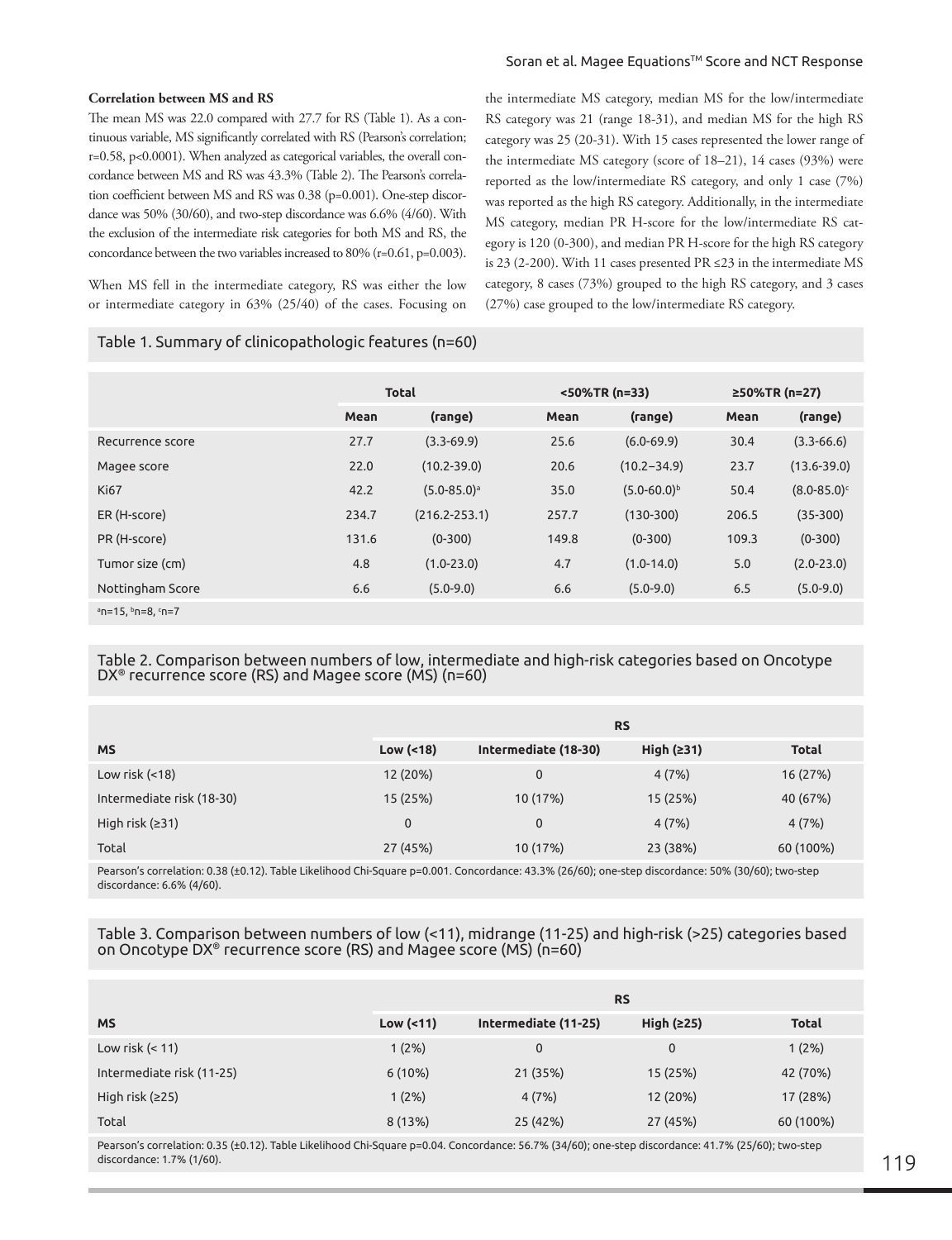**Correlation between MS and RS**

The mean MS was 22.0 compared with 27.7 for RS (Table 1). As a continuous variable, MS significantly correlated with RS (Pearson's correlation; r=0.58, p<0.0001). When analyzed as categorical variables, the overall concordance between MS and RS was 43.3% (Table 2). The Pearson's correlation coefficient between MS and RS was 0.38 (p=0.001). One-step discordance was 50% (30/60), and two-step discordance was 6.6% (4/60). With the exclusion of the intermediate risk categories for both MS and RS, the concordance between the two variables increased to 80% (r=0.61, p=0.003).

When MS fell in the intermediate category, RS was either the low or intermediate category in 63% (25/40) of the cases. Focusing on the intermediate MS category, median MS for the low/intermediate RS category was 21 (range 18-31), and median MS for the high RS category was 25 (20-31). With 15 cases represented the lower range of the intermediate MS category (score of 18–21), 14 cases (93%) were reported as the low/intermediate RS category, and only 1 case (7%) was reported as the high RS category. Additionally, in the intermediate MS category, median PR H-score for the low/intermediate RS category is 120 (0-300), and median PR H-score for the high RS category is 23 (2-200). With 11 cases presented PR ≤23 in the intermediate MS category, 8 cases (73%) grouped to the high RS category, and 3 cases (27%) case grouped to the low/intermediate RS category.

Table 1. Summary of clinicopathologic features (n=60)

| | Total | | <50%TR (n=33) | | ≥50%TR (n=27) | |
|---|---|---|---|---|---|---|
| | Mean | (range) | Mean | (range) | Mean | (range) |
| Recurrence score | 27.7 | (3.3-69.9) | 25.6 | (6.0-69.9) | 30.4 | (3.3-66.6) |
| Magee score | 22.0 | (10.2-39.0) | 20.6 | (10.2–34.9) | 23.7 | (13.6-39.0) |
| Ki67 | 42.2 | (5.0-85.0)[a] | 35.0 | (5.0-60.0)[b] | 50.4 | (8.0-85.0)[c] |
| ER (H-score) | 234.7 | (216.2-253.1) | 257.7 | (130-300) | 206.5 | (35-300) |
| PR (H-score) | 131.6 | (0-300) | 149.8 | (0-300) | 109.3 | (0-300) |
| Tumor size (cm) | 4.8 | (1.0-23.0) | 4.7 | (1.0-14.0) | 5.0 | (2.0-23.0) |
| Nottingham Score | 6.6 | (5.0-9.0) | 6.6 | (5.0-9.0) | 6.5 | (5.0-9.0) |

[a]n=15, [b]n=8, [c]n=7

Table 2. Comparison between numbers of low, intermediate and high-risk categories based on Oncotype DX® recurrence score (RS) and Magee score (MS) (n=60)

| | RS | | | |
|---|---|---|---|---|
| MS | Low (<18) | Intermediate (18-30) | High (≥31) | Total |
| Low risk (<18) | 12 (20%) | 0 | 4 (7%) | 16 (27%) |
| Intermediate risk (18-30) | 15 (25%) | 10 (17%) | 15 (25%) | 40 (67%) |
| High risk (≥31) | 0 | 0 | 4 (7%) | 4 (7%) |
| Total | 27 (45%) | 10 (17%) | 23 (38%) | 60 (100%) |

Pearson's correlation: 0.38 (±0.12). Table Likelihood Chi-Square p=0.001. Concordance: 43.3% (26/60); one-step discordance: 50% (30/60); two-step discordance: 6.6% (4/60).

Table 3. Comparison between numbers of low (<11), midrange (11-25) and high-risk (>25) categories based on Oncotype DX® recurrence score (RS) and Magee score (MS) (n=60)

| | RS | | | |
|---|---|---|---|---|
| MS | Low (<11) | Intermediate (11-25) | High (≥25) | Total |
| Low risk (< 11) | 1 (2%) | 0 | 0 | 1 (2%) |
| Intermediate risk (11-25) | 6 (10%) | 21 (35%) | 15 (25%) | 42 (70%) |
| High risk (≥25) | 1 (2%) | 4 (7%) | 12 (20%) | 17 (28%) |
| Total | 8 (13%) | 25 (42%) | 27 (45%) | 60 (100%) |

Pearson's correlation: 0.35 (±0.12). Table Likelihood Chi-Square p=0.04. Concordance: 56.7% (34/60); one-step discordance: 41.7% (25/60); two-step discordance: 1.7% (1/60).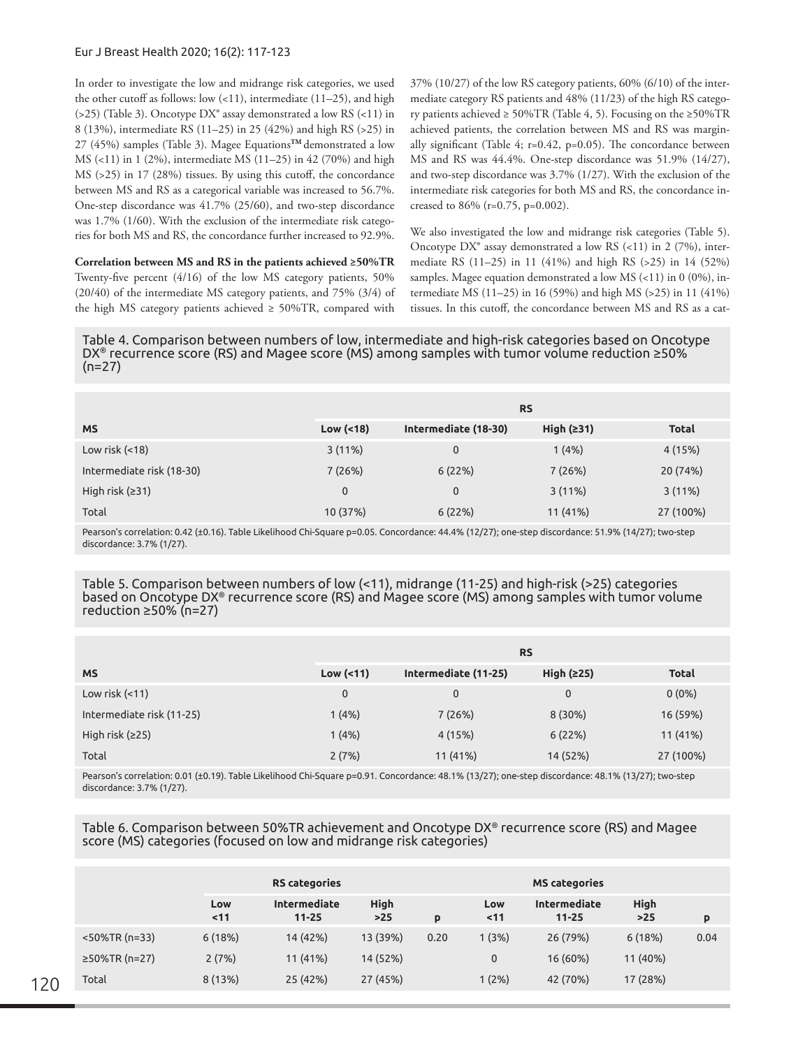In order to investigate the low and midrange risk categories, we used the other cutoff as follows: low (<11), intermediate (11–25), and high (>25) (Table 3). Oncotype DX® assay demonstrated a low RS (<11) in 8 (13%), intermediate RS (11–25) in 25 (42%) and high RS (>25) in 27 (45%) samples (Table 3). Magee Equations™ demonstrated a low MS (<11) in 1 (2%), intermediate MS (11–25) in 42 (70%) and high MS (>25) in 17 (28%) tissues. By using this cutoff, the concordance between MS and RS as a categorical variable was increased to 56.7%. One-step discordance was 41.7% (25/60), and two-step discordance was 1.7% (1/60). With the exclusion of the intermediate risk categories for both MS and RS, the concordance further increased to 92.9%.

**Correlation between MS and RS in the patients achieved ≥50%TR**

Twenty-five percent (4/16) of the low MS category patients, 50% (20/40) of the intermediate MS category patients, and 75% (3/4) of the high MS category patients achieved ≥ 50%TR, compared with 37% (10/27) of the low RS category patients, 60% (6/10) of the intermediate category RS patients and 48% (11/23) of the high RS category patients achieved ≥ 50%TR (Table 4, 5). Focusing on the ≥50%TR achieved patients, the correlation between MS and RS was marginally significant (Table 4; r=0.42, p=0.05). The concordance between MS and RS was 44.4%. One-step discordance was 51.9% (14/27), and two-step discordance was 3.7% (1/27). With the exclusion of the intermediate risk categories for both MS and RS, the concordance increased to 86% (r=0.75, p=0.002).

We also investigated the low and midrange risk categories (Table 5). Oncotype DX® assay demonstrated a low RS (<11) in 2 (7%), intermediate RS (11–25) in 11 (41%) and high RS (>25) in 14 (52%) samples. Magee equation demonstrated a low MS (<11) in 0 (0%), intermediate MS (11–25) in 16 (59%) and high MS (>25) in 11 (41%) tissues. In this cutoff, the concordance between MS and RS as a cat-

Table 4. Comparison between numbers of low, intermediate and high-risk categories based on Oncotype DX® recurrence score (RS) and Magee score (MS) among samples with tumor volume reduction ≥50% (n=27)

| | RS | | | |
|---|---|---|---|---|
| MS | Low (<18) | Intermediate (18-30) | High (≥31) | Total |
| Low risk (<18) | 3 (11%) | 0 | 1 (4%) | 4 (15%) |
| Intermediate risk (18-30) | 7 (26%) | 6 (22%) | 7 (26%) | 20 (74%) |
| High risk (≥31) | 0 | 0 | 3 (11%) | 3 (11%) |
| Total | 10 (37%) | 6 (22%) | 11 (41%) | 27 (100%) |

Pearson's correlation: 0.42 (±0.16). Table Likelihood Chi-Square p=0.05. Concordance: 44.4% (12/27); one-step discordance: 51.9% (14/27); two-step discordance: 3.7% (1/27).

Table 5. Comparison between numbers of low (<11), midrange (11-25) and high-risk (>25) categories based on Oncotype DX® recurrence score (RS) and Magee score (MS) among samples with tumor volume reduction ≥50% (n=27)

| | RS | | | |
|---|---|---|---|---|
| MS | Low (<11) | Intermediate (11-25) | High (≥25) | Total |
| Low risk (<11) | 0 | 0 | 0 | 0 (0%) |
| Intermediate risk (11-25) | 1 (4%) | 7 (26%) | 8 (30%) | 16 (59%) |
| High risk (≥25) | 1 (4%) | 4 (15%) | 6 (22%) | 11 (41%) |
| Total | 2 (7%) | 11 (41%) | 14 (52%) | 27 (100%) |

Pearson's correlation: 0.01 (±0.19). Table Likelihood Chi-Square p=0.91. Concordance: 48.1% (13/27); one-step discordance: 48.1% (13/27); two-step discordance: 3.7% (1/27).

Table 6. Comparison between 50%TR achievement and Oncotype DX® recurrence score (RS) and Magee score (MS) categories (focused on low and midrange risk categories)

| | RS categories | | | | MS categories | | | |
|---|---|---|---|---|---|---|---|---|
| | Low <11 | Intermediate 11-25 | High >25 | p | Low <11 | Intermediate 11-25 | High >25 | p |
| <50%TR (n=33) | 6 (18%) | 14 (42%) | 13 (39%) | 0.20 | 1 (3%) | 26 (79%) | 6 (18%) | 0.04 |
| ≥50%TR (n=27) | 2 (7%) | 11 (41%) | 14 (52%) | | 0 | 16 (60%) | 11 (40%) | |
| Total | 8 (13%) | 25 (42%) | 27 (45%) | | 1 (2%) | 42 (70%) | 17 (28%) | |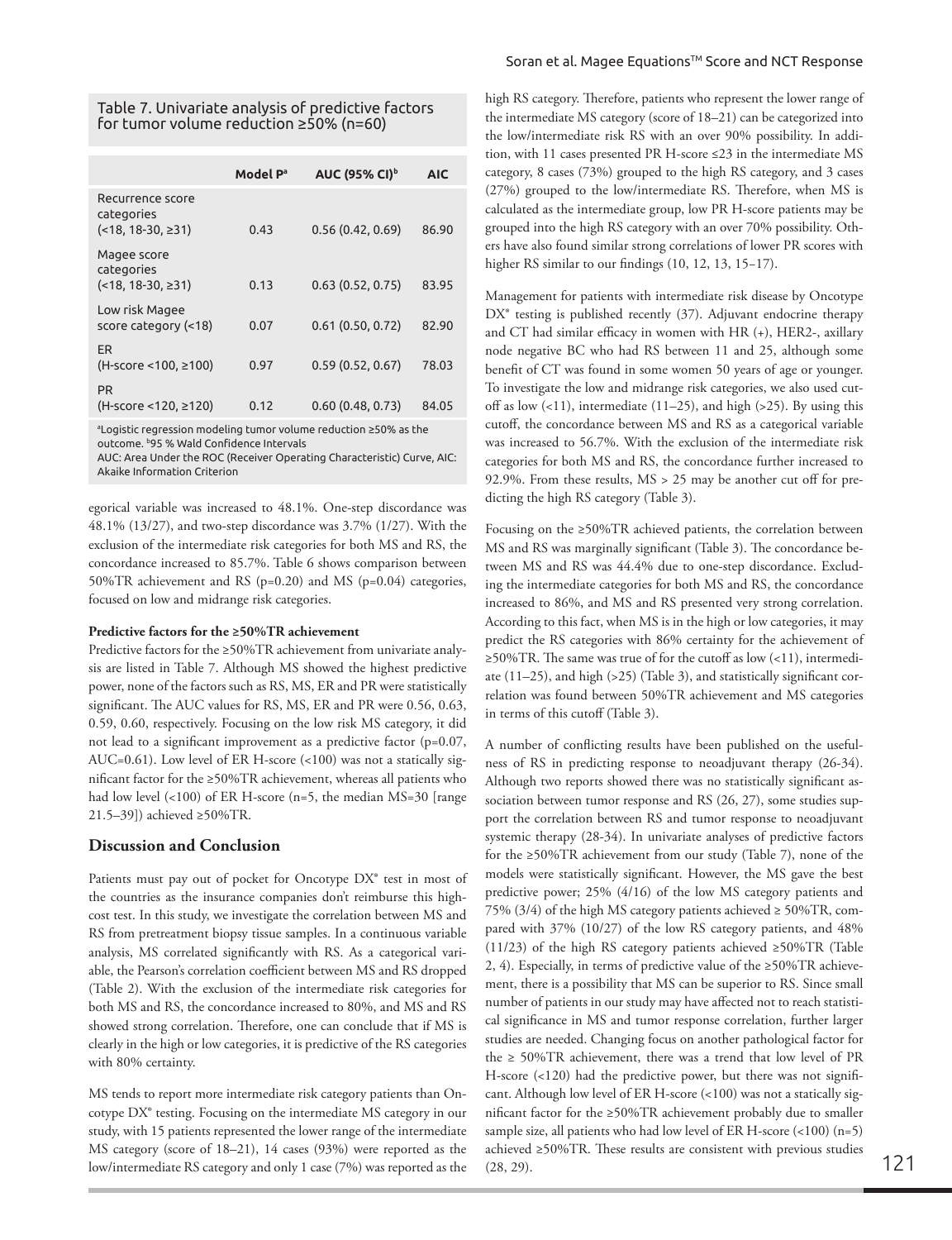Table 7. Univariate analysis of predictive factors for tumor volume reduction ≥50% (n=60)

| | Model P[a] | AUC (95% CI)[b] | AIC |
|---|---|---|---|
| Recurrence score categories (<18, 18-30, ≥31) | 0.43 | 0.56 (0.42, 0.69) | 86.90 |
| Magee score categories (<18, 18-30, ≥31) | 0.13 | 0.63 (0.52, 0.75) | 83.95 |
| Low risk Magee score category (<18) | 0.07 | 0.61 (0.50, 0.72) | 82.90 |
| ER (H-score <100, ≥100) | 0.97 | 0.59 (0.52, 0.67) | 78.03 |
| PR (H-score <120, ≥120) | 0.12 | 0.60 (0.48, 0.73) | 84.05 |

[a]Logistic regression modeling tumor volume reduction ≥50% as the outcome. [b]95 % Wald Confidence Intervals
AUC: Area Under the ROC (Receiver Operating Characteristic) Curve, AIC: Akaike Information Criterion

egorical variable was increased to 48.1%. One-step discordance was 48.1% (13/27), and two-step discordance was 3.7% (1/27). With the exclusion of the intermediate risk categories for both MS and RS, the concordance increased to 85.7%. Table 6 shows comparison between 50%TR achievement and RS (p=0.20) and MS (p=0.04) categories, focused on low and midrange risk categories.

**Predictive factors for the ≥50%TR achievement**

Predictive factors for the ≥50%TR achievement from univariate analysis are listed in Table 7. Although MS showed the highest predictive power, none of the factors such as RS, MS, ER and PR were statistically significant. The AUC values for RS, MS, ER and PR were 0.56, 0.63, 0.59, 0.60, respectively. Focusing on the low risk MS category, it did not lead to a significant improvement as a predictive factor (p=0.07, AUC=0.61). Low level of ER H-score (<100) was not a statically significant factor for the ≥50%TR achievement, whereas all patients who had low level (<100) of ER H-score (n=5, the median MS=30 [range 21.5–39]) achieved ≥50%TR.

## Discussion and Conclusion

Patients must pay out of pocket for Oncotype DX® test in most of the countries as the insurance companies don't reimburse this high-cost test. In this study, we investigate the correlation between MS and RS from pretreatment biopsy tissue samples. In a continuous variable analysis, MS correlated significantly with RS. As a categorical variable, the Pearson's correlation coefficient between MS and RS dropped (Table 2). With the exclusion of the intermediate risk categories for both MS and RS, the concordance increased to 80%, and MS and RS showed strong correlation. Therefore, one can conclude that if MS is clearly in the high or low categories, it is predictive of the RS categories with 80% certainty.

MS tends to report more intermediate risk category patients than Oncotype DX® testing. Focusing on the intermediate MS category in our study, with 15 patients represented the lower range of the intermediate MS category (score of 18–21), 14 cases (93%) were reported as the low/intermediate RS category and only 1 case (7%) was reported as the high RS category. Therefore, patients who represent the lower range of the intermediate MS category (score of 18–21) can be categorized into the low/intermediate risk RS with an over 90% possibility. In addition, with 11 cases presented PR H-score ≤23 in the intermediate MS category, 8 cases (73%) grouped to the high RS category, and 3 cases (27%) grouped to the low/intermediate RS. Therefore, when MS is calculated as the intermediate group, low PR H-score patients may be grouped into the high RS category with an over 70% possibility. Others have also found similar strong correlations of lower PR scores with higher RS similar to our findings (10, 12, 13, 15–17).

Management for patients with intermediate risk disease by Oncotype DX® testing is published recently (37). Adjuvant endocrine therapy and CT had similar efficacy in women with HR (+), HER2-, axillary node negative BC who had RS between 11 and 25, although some benefit of CT was found in some women 50 years of age or younger. To investigate the low and midrange risk categories, we also used cutoff as low (<11), intermediate (11–25), and high (>25). By using this cutoff, the concordance between MS and RS as a categorical variable was increased to 56.7%. With the exclusion of the intermediate risk categories for both MS and RS, the concordance further increased to 92.9%. From these results, MS > 25 may be another cut off for predicting the high RS category (Table 3).

Focusing on the ≥50%TR achieved patients, the correlation between MS and RS was marginally significant (Table 3). The concordance between MS and RS was 44.4% due to one-step discordance. Excluding the intermediate categories for both MS and RS, the concordance increased to 86%, and MS and RS presented very strong correlation. According to this fact, when MS is in the high or low categories, it may predict the RS categories with 86% certainty for the achievement of ≥50%TR. The same was true of for the cutoff as low (<11), intermediate (11–25), and high (>25) (Table 3), and statistically significant correlation was found between 50%TR achievement and MS categories in terms of this cutoff (Table 3).

A number of conflicting results have been published on the usefulness of RS in predicting response to neoadjuvant therapy (26-34). Although two reports showed there was no statistically significant association between tumor response and RS (26, 27), some studies support the correlation between RS and tumor response to neoadjuvant systemic therapy (28-34). In univariate analyses of predictive factors for the ≥50%TR achievement from our study (Table 7), none of the models were statistically significant. However, the MS gave the best predictive power; 25% (4/16) of the low MS category patients and 75% (3/4) of the high MS category patients achieved ≥ 50%TR, compared with 37% (10/27) of the low RS category patients, and 48% (11/23) of the high RS category patients achieved ≥50%TR (Table 2, 4). Especially, in terms of predictive value of the ≥50%TR achievement, there is a possibility that MS can be superior to RS. Since small number of patients in our study may have affected not to reach statistical significance in MS and tumor response correlation, further larger studies are needed. Changing focus on another pathological factor for the ≥ 50%TR achievement, there was a trend that low level of PR H-score (<120) had the predictive power, but there was not significant. Although low level of ER H-score (<100) was not a statically significant factor for the ≥50%TR achievement probably due to smaller sample size, all patients who had low level of ER H-score (<100) (n=5) achieved ≥50%TR. These results are consistent with previous studies (28, 29).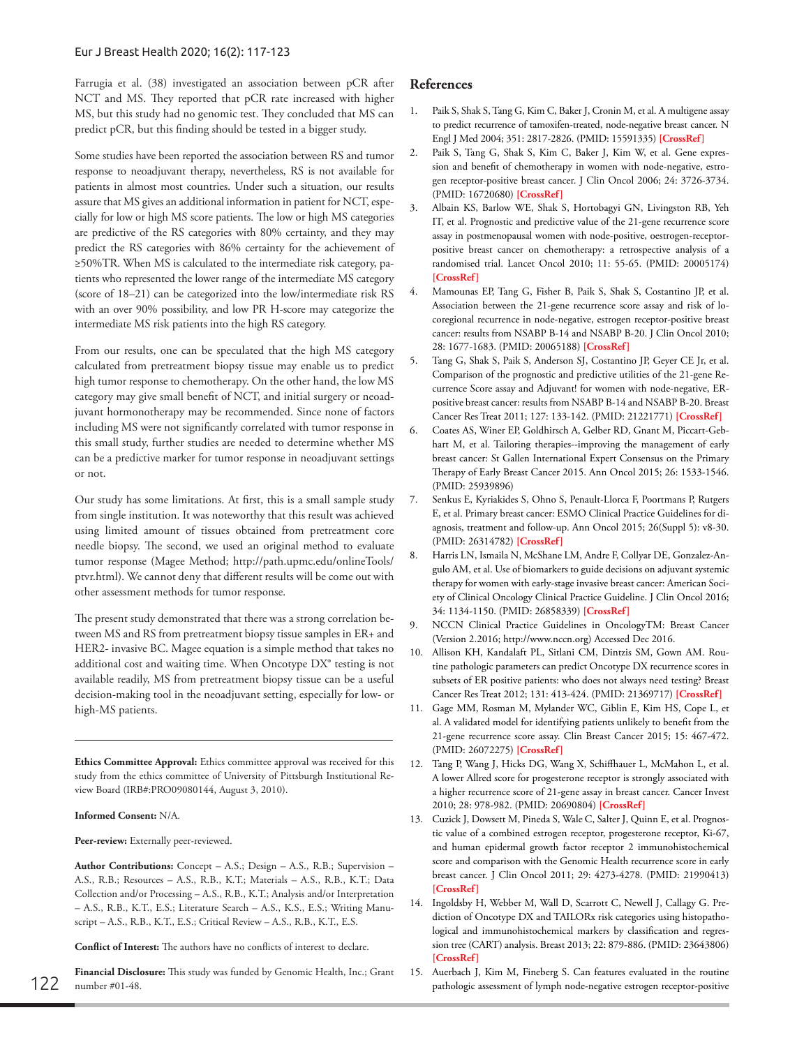Farrugia et al. (38) investigated an association between pCR after NCT and MS. They reported that pCR rate increased with higher MS, but this study had no genomic test. They concluded that MS can predict pCR, but this finding should be tested in a bigger study.

Some studies have been reported the association between RS and tumor response to neoadjuvant therapy, nevertheless, RS is not available for patients in almost most countries. Under such a situation, our results assure that MS gives an additional information in patient for NCT, especially for low or high MS score patients. The low or high MS categories are predictive of the RS categories with 80% certainty, and they may predict the RS categories with 86% certainty for the achievement of ≥50%TR. When MS is calculated to the intermediate risk category, patients who represented the lower range of the intermediate MS category (score of 18–21) can be categorized into the low/intermediate risk RS with an over 90% possibility, and low PR H-score may categorize the intermediate MS risk patients into the high RS category.

From our results, one can be speculated that the high MS category calculated from pretreatment biopsy tissue may enable us to predict high tumor response to chemotherapy. On the other hand, the low MS category may give small benefit of NCT, and initial surgery or neoadjuvant hormonotherapy may be recommended. Since none of factors including MS were not significantly correlated with tumor response in this small study, further studies are needed to determine whether MS can be a predictive marker for tumor response in neoadjuvant settings or not.

Our study has some limitations. At first, this is a small sample study from single institution. It was noteworthy that this result was achieved using limited amount of tissues obtained from pretreatment core needle biopsy. The second, we used an original method to evaluate tumor response (Magee Method; http://path.upmc.edu/onlineTools/ptvr.html). We cannot deny that different results will be come out with other assessment methods for tumor response.

The present study demonstrated that there was a strong correlation between MS and RS from pretreatment biopsy tissue samples in ER+ and HER2- invasive BC. Magee equation is a simple method that takes no additional cost and waiting time. When Oncotype DX® testing is not available readily, MS from pretreatment biopsy tissue can be a useful decision-making tool in the neoadjuvant setting, especially for low- or high-MS patients.

---

**Ethics Committee Approval:** Ethics committee approval was received for this study from the ethics committee of University of Pittsburgh Institutional Review Board (IRB#:PRO09080144, August 3, 2010).

**Informed Consent:** N/A.

**Peer-review:** Externally peer-reviewed.

**Author Contributions:** Concept – A.S.; Design – A.S., R.B.; Supervision – A.S., R.B.; Resources – A.S., R.B., K.T.; Materials – A.S., R.B., K.T.; Data Collection and/or Processing – A.S., R.B., K.T.; Analysis and/or Interpretation – A.S., R.B., K.T., E.S.; Literature Search – A.S., K.S., E.S.; Writing Manuscript – A.S., R.B., K.T., E.S.; Critical Review – A.S., R.B., K.T., E.S.

**Conflict of Interest:** The authors have no conflicts of interest to declare.

**Financial Disclosure:** This study was funded by Genomic Health, Inc.; Grant number #01-48.

## References

1. Paik S, Shak S, Tang G, Kim C, Baker J, Cronin M, et al. A multigene assay to predict recurrence of tamoxifen-treated, node-negative breast cancer. N Engl J Med 2004; 351: 2817-2826. (PMID: 15591335) [CrossRef]
2. Paik S, Tang G, Shak S, Kim C, Baker J, Kim W, et al. Gene expression and benefit of chemotherapy in women with node-negative, estrogen receptor-positive breast cancer. J Clin Oncol 2006; 24: 3726-3734. (PMID: 16720680) [CrossRef]
3. Albain KS, Barlow WE, Shak S, Hortobagyi GN, Livingston RB, Yeh IT, et al. Prognostic and predictive value of the 21-gene recurrence score assay in postmenopausal women with node-positive, oestrogen-receptor-positive breast cancer on chemotherapy: a retrospective analysis of a randomised trial. Lancet Oncol 2010; 11: 55-65. (PMID: 20005174) [CrossRef]
4. Mamounas EP, Tang G, Fisher B, Paik S, Shak S, Costantino JP, et al. Association between the 21-gene recurrence score assay and risk of locoregional recurrence in node-negative, estrogen receptor-positive breast cancer: results from NSABP B-14 and NSABP B-20. J Clin Oncol 2010; 28: 1677-1683. (PMID: 20065188) [CrossRef]
5. Tang G, Shak S, Paik S, Anderson SJ, Costantino JP, Geyer CE Jr, et al. Comparison of the prognostic and predictive utilities of the 21-gene Recurrence Score assay and Adjuvant! for women with node-negative, ER-positive breast cancer: results from NSABP B-14 and NSABP B-20. Breast Cancer Res Treat 2011; 127: 133-142. (PMID: 21221771) [CrossRef]
6. Coates AS, Winer EP, Goldhirsch A, Gelber RD, Gnant M, Piccart-Gebhart M, et al. Tailoring therapies--improving the management of early breast cancer: St Gallen International Expert Consensus on the Primary Therapy of Early Breast Cancer 2015. Ann Oncol 2015; 26: 1533-1546. (PMID: 25939896)
7. Senkus E, Kyriakides S, Ohno S, Penault-Llorca F, Poortmans P, Rutgers E, et al. Primary breast cancer: ESMO Clinical Practice Guidelines for diagnosis, treatment and follow-up. Ann Oncol 2015; 26(Suppl 5): v8-30. (PMID: 26314782) [CrossRef]
8. Harris LN, Ismaila N, McShane LM, Andre F, Collyar DE, Gonzalez-Angulo AM, et al. Use of biomarkers to guide decisions on adjuvant systemic therapy for women with early-stage invasive breast cancer: American Society of Clinical Oncology Clinical Practice Guideline. J Clin Oncol 2016; 34: 1134-1150. (PMID: 26858339) [CrossRef]
9. NCCN Clinical Practice Guidelines in OncologyTM: Breast Cancer (Version 2.2016; http://www.nccn.org) Accessed Dec 2016.
10. Allison KH, Kandalaft PL, Sitlani CM, Dintzis SM, Gown AM. Routine pathologic parameters can predict Oncotype DX recurrence scores in subsets of ER positive patients: who does not always need testing? Breast Cancer Res Treat 2012; 131: 413-424. (PMID: 21369717) [CrossRef]
11. Gage MM, Rosman M, Mylander WC, Giblin E, Kim HS, Cope L, et al. A validated model for identifying patients unlikely to benefit from the 21-gene recurrence score assay. Clin Breast Cancer 2015; 15: 467-472. (PMID: 26072275) [CrossRef]
12. Tang P, Wang J, Hicks DG, Wang X, Schiffhauer L, McMahon L, et al. A lower Allred score for progesterone receptor is strongly associated with a higher recurrence score of 21-gene assay in breast cancer. Cancer Invest 2010; 28: 978-982. (PMID: 20690804) [CrossRef]
13. Cuzick J, Dowsett M, Pineda S, Wale C, Salter J, Quinn E, et al. Prognostic value of a combined estrogen receptor, progesterone receptor, Ki-67, and human epidermal growth factor receptor 2 immunohistochemical score and comparison with the Genomic Health recurrence score in early breast cancer. J Clin Oncol 2011; 29: 4273-4278. (PMID: 21990413) [CrossRef]
14. Ingoldsby H, Webber M, Wall D, Scarrott C, Newell J, Callagy G. Prediction of Oncotype DX and TAILORx risk categories using histopathological and immunohistochemical markers by classification and regression tree (CART) analysis. Breast 2013; 22: 879-886. (PMID: 23643806) [CrossRef]
15. Auerbach J, Kim M, Fineberg S. Can features evaluated in the routine pathologic assessment of lymph node-negative estrogen receptor-positive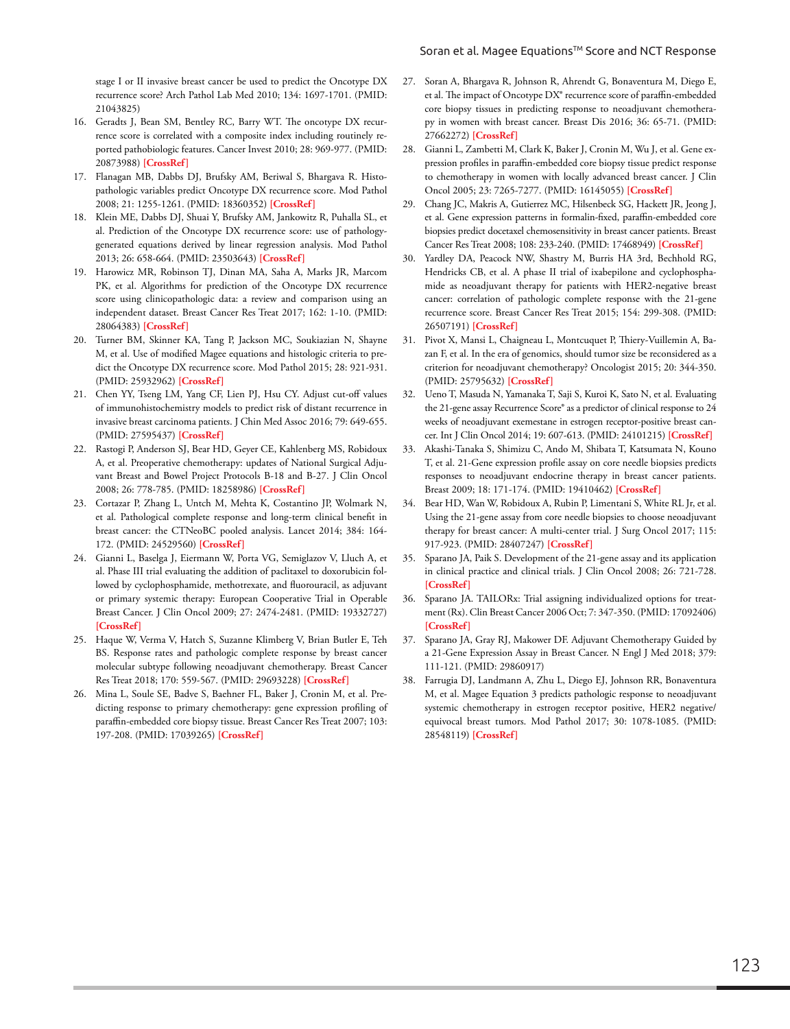stage I or II invasive breast cancer be used to predict the Oncotype DX recurrence score? Arch Pathol Lab Med 2010; 134: 1697-1701. (PMID: 21043825)

16. Geradts J, Bean SM, Bentley RC, Barry WT. The oncotype DX recurrence score is correlated with a composite index including routinely reported pathobiologic features. Cancer Invest 2010; 28: 969-977. (PMID: 20873988) [CrossRef]
17. Flanagan MB, Dabbs DJ, Brufsky AM, Beriwal S, Bhargava R. Histopathologic variables predict Oncotype DX recurrence score. Mod Pathol 2008; 21: 1255-1261. (PMID: 18360352) [CrossRef]
18. Klein ME, Dabbs DJ, Shuai Y, Brufsky AM, Jankowitz R, Puhalla SL, et al. Prediction of the Oncotype DX recurrence score: use of pathology-generated equations derived by linear regression analysis. Mod Pathol 2013; 26: 658-664. (PMID: 23503643) [CrossRef]
19. Harowicz MR, Robinson TJ, Dinan MA, Saha A, Marks JR, Marcom PK, et al. Algorithms for prediction of the Oncotype DX recurrence score using clinicopathologic data: a review and comparison using an independent dataset. Breast Cancer Res Treat 2017; 162: 1-10. (PMID: 28064383) [CrossRef]
20. Turner BM, Skinner KA, Tang P, Jackson MC, Soukiazian N, Shayne M, et al. Use of modified Magee equations and histologic criteria to predict the Oncotype DX recurrence score. Mod Pathol 2015; 28: 921-931. (PMID: 25932962) [CrossRef]
21. Chen YY, Tseng LM, Yang CF, Lien PJ, Hsu CY. Adjust cut-off values of immunohistochemistry models to predict risk of distant recurrence in invasive breast carcinoma patients. J Chin Med Assoc 2016; 79: 649-655. (PMID: 27595437) [CrossRef]
22. Rastogi P, Anderson SJ, Bear HD, Geyer CE, Kahlenberg MS, Robidoux A, et al. Preoperative chemotherapy: updates of National Surgical Adjuvant Breast and Bowel Project Protocols B-18 and B-27. J Clin Oncol 2008; 26: 778-785. (PMID: 18258986) [CrossRef]
23. Cortazar P, Zhang L, Untch M, Mehta K, Costantino JP, Wolmark N, et al. Pathological complete response and long-term clinical benefit in breast cancer: the CTNeoBC pooled analysis. Lancet 2014; 384: 164-172. (PMID: 24529560) [CrossRef]
24. Gianni L, Baselga J, Eiermann W, Porta VG, Semiglazov V, Lluch A, et al. Phase III trial evaluating the addition of paclitaxel to doxorubicin followed by cyclophosphamide, methotrexate, and fluorouracil, as adjuvant or primary systemic therapy: European Cooperative Trial in Operable Breast Cancer. J Clin Oncol 2009; 27: 2474-2481. (PMID: 19332727) [CrossRef]
25. Haque W, Verma V, Hatch S, Suzanne Klimberg V, Brian Butler E, Teh BS. Response rates and pathologic complete response by breast cancer molecular subtype following neoadjuvant chemotherapy. Breast Cancer Res Treat 2018; 170: 559-567. (PMID: 29693228) [CrossRef]
26. Mina L, Soule SE, Badve S, Baehner FL, Baker J, Cronin M, et al. Predicting response to primary chemotherapy: gene expression profiling of paraffin-embedded core biopsy tissue. Breast Cancer Res Treat 2007; 103: 197-208. (PMID: 17039265) [CrossRef]
27. Soran A, Bhargava R, Johnson R, Ahrendt G, Bonaventura M, Diego E, et al. The impact of Oncotype DX® recurrence score of paraffin-embedded core biopsy tissues in predicting response to neoadjuvant chemotherapy in women with breast cancer. Breast Dis 2016; 36: 65-71. (PMID: 27662272) [CrossRef]
28. Gianni L, Zambetti M, Clark K, Baker J, Cronin M, Wu J, et al. Gene expression profiles in paraffin-embedded core biopsy tissue predict response to chemotherapy in women with locally advanced breast cancer. J Clin Oncol 2005; 23: 7265-7277. (PMID: 16145055) [CrossRef]
29. Chang JC, Makris A, Gutierrez MC, Hilsenbeck SG, Hackett JR, Jeong J, et al. Gene expression patterns in formalin-fixed, paraffin-embedded core biopsies predict docetaxel chemosensitivity in breast cancer patients. Breast Cancer Res Treat 2008; 108: 233-240. (PMID: 17468949) [CrossRef]
30. Yardley DA, Peacock NW, Shastry M, Burris HA 3rd, Bechhold RG, Hendricks CB, et al. A phase II trial of ixabepilone and cyclophosphamide as neoadjuvant therapy for patients with HER2-negative breast cancer: correlation of pathologic complete response with the 21-gene recurrence score. Breast Cancer Res Treat 2015; 154: 299-308. (PMID: 26507191) [CrossRef]
31. Pivot X, Mansi L, Chaigneau L, Montcuquet P, Thiery-Vuillemin A, Bazan F, et al. In the era of genomics, should tumor size be reconsidered as a criterion for neoadjuvant chemotherapy? Oncologist 2015; 20: 344-350. (PMID: 25795632) [CrossRef]
32. Ueno T, Masuda N, Yamanaka T, Saji S, Kuroi K, Sato N, et al. Evaluating the 21-gene assay Recurrence Score® as a predictor of clinical response to 24 weeks of neoadjuvant exemestane in estrogen receptor-positive breast cancer. Int J Clin Oncol 2014; 19: 607-613. (PMID: 24101215) [CrossRef]
33. Akashi-Tanaka S, Shimizu C, Ando M, Shibata T, Katsumata N, Kouno T, et al. 21-Gene expression profile assay on core needle biopsies predicts responses to neoadjuvant endocrine therapy in breast cancer patients. Breast 2009; 18: 171-174. (PMID: 19410462) [CrossRef]
34. Bear HD, Wan W, Robidoux A, Rubin P, Limentani S, White RL Jr, et al. Using the 21-gene assay from core needle biopsies to choose neoadjuvant therapy for breast cancer: A multi-center trial. J Surg Oncol 2017; 115: 917-923. (PMID: 28407247) [CrossRef]
35. Sparano JA, Paik S. Development of the 21-gene assay and its application in clinical practice and clinical trials. J Clin Oncol 2008; 26: 721-728. [CrossRef]
36. Sparano JA. TAILORx: Trial assigning individualized options for treatment (Rx). Clin Breast Cancer 2006 Oct; 7: 347-350. (PMID: 17092406) [CrossRef]
37. Sparano JA, Gray RJ, Makower DF. Adjuvant Chemotherapy Guided by a 21-Gene Expression Assay in Breast Cancer. N Engl J Med 2018; 379: 111-121. (PMID: 29860917)
38. Farrugia DJ, Landmann A, Zhu L, Diego EJ, Johnson RR, Bonaventura M, et al. Magee Equation 3 predicts pathologic response to neoadjuvant systemic chemotherapy in estrogen receptor positive, HER2 negative/equivocal breast tumors. Mod Pathol 2017; 30: 1078-1085. (PMID: 28548119) [CrossRef]